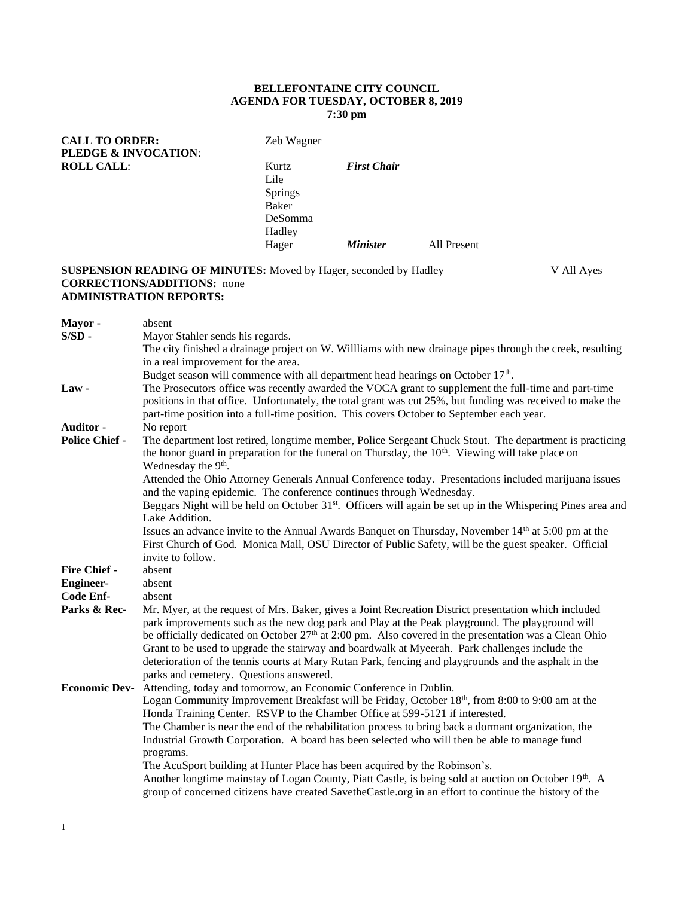**BELLEFONTAINE CITY COUNCIL**
**AGENDA FOR TUESDAY, OCTOBER 8, 2019**
**7:30 pm**

**CALL TO ORDER:** Zeb Wagner
**PLEDGE & INVOCATION**:
**ROLL CALL**:

| | | |
|---|---|---|
| Kurtz | ***First Chair*** | |
| Lile | | |
| Springs | | |
| Baker | | |
| DeSomma | | |
| Hadley | | |
| Hager | ***Minister*** | All Present |

**SUSPENSION READING OF MINUTES:** Moved by Hager, seconded by Hadley V All Ayes
**CORRECTIONS/ADDITIONS:** none
**ADMINISTRATION REPORTS:**

**Mayor -** absent

**S/SD -** Mayor Stahler sends his regards.
The city finished a drainage project on W. Willliams with new drainage pipes through the creek, resulting in a real improvement for the area.
Budget season will commence with all department head hearings on October 17th.

**Law -** The Prosecutors office was recently awarded the VOCA grant to supplement the full-time and part-time positions in that office. Unfortunately, the total grant was cut 25%, but funding was received to make the part-time position into a full-time position. This covers October to September each year.

**Auditor -** No report

**Police Chief -** The department lost retired, longtime member, Police Sergeant Chuck Stout. The department is practicing the honor guard in preparation for the funeral on Thursday, the 10th. Viewing will take place on Wednesday the 9th.
Attended the Ohio Attorney Generals Annual Conference today. Presentations included marijuana issues and the vaping epidemic. The conference continues through Wednesday.
Beggars Night will be held on October 31st. Officers will again be set up in the Whispering Pines area and Lake Addition.
Issues an advance invite to the Annual Awards Banquet on Thursday, November 14th at 5:00 pm at the First Church of God. Monica Mall, OSU Director of Public Safety, will be the guest speaker. Official invite to follow.

**Fire Chief -** absent

**Engineer-** absent

**Code Enf-** absent

**Parks & Rec-** Mr. Myer, at the request of Mrs. Baker, gives a Joint Recreation District presentation which included park improvements such as the new dog park and Play at the Peak playground. The playground will be officially dedicated on October 27th at 2:00 pm. Also covered in the presentation was a Clean Ohio Grant to be used to upgrade the stairway and boardwalk at Myeerah. Park challenges include the deterioration of the tennis courts at Mary Rutan Park, fencing and playgrounds and the asphalt in the parks and cemetery. Questions answered.

**Economic Dev-** Attending, today and tomorrow, an Economic Conference in Dublin.
Logan Community Improvement Breakfast will be Friday, October 18th, from 8:00 to 9:00 am at the Honda Training Center. RSVP to the Chamber Office at 599-5121 if interested.
The Chamber is near the end of the rehabilitation process to bring back a dormant organization, the Industrial Growth Corporation. A board has been selected who will then be able to manage fund programs.
The AcuSport building at Hunter Place has been acquired by the Robinson's.
Another longtime mainstay of Logan County, Piatt Castle, is being sold at auction on October 19th. A group of concerned citizens have created SavetheCastle.org in an effort to continue the history of the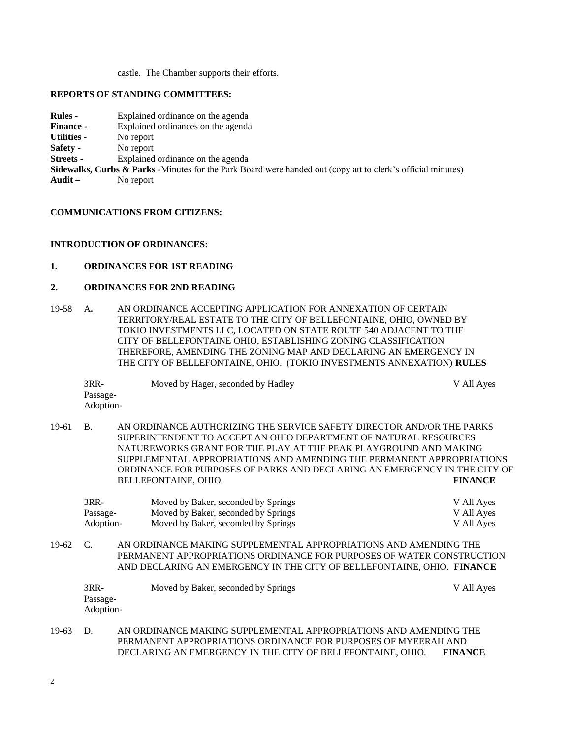castle. The Chamber supports their efforts.

**REPORTS OF STANDING COMMITTEES:**

**Rules -** Explained ordinance on the agenda
**Finance -** Explained ordinances on the agenda
**Utilities -** No report
**Safety -** No report
**Streets -** Explained ordinance on the agenda
**Sidewalks, Curbs & Parks -**Minutes for the Park Board were handed out (copy att to clerk's official minutes)
**Audit –** No report

**COMMUNICATIONS FROM CITIZENS:**

**INTRODUCTION OF ORDINANCES:**

**1. ORDINANCES FOR 1ST READING**

**2. ORDINANCES FOR 2ND READING**

19-58 A**.** AN ORDINANCE ACCEPTING APPLICATION FOR ANNEXATION OF CERTAIN TERRITORY/REAL ESTATE TO THE CITY OF BELLEFONTAINE, OHIO, OWNED BY TOKIO INVESTMENTS LLC, LOCATED ON STATE ROUTE 540 ADJACENT TO THE CITY OF BELLEFONTAINE OHIO, ESTABLISHING ZONING CLASSIFICATION THEREFORE, AMENDING THE ZONING MAP AND DECLARING AN EMERGENCY IN THE CITY OF BELLEFONTAINE, OHIO. (TOKIO INVESTMENTS ANNEXATION) **RULES**

| | | |
|---|---|---|
| 3RR- | Moved by Hager, seconded by Hadley | V All Ayes |
| Passage- | | |
| Adoption- | | |

19-61 B. AN ORDINANCE AUTHORIZING THE SERVICE SAFETY DIRECTOR AND/OR THE PARKS SUPERINTENDENT TO ACCEPT AN OHIO DEPARTMENT OF NATURAL RESOURCES NATUREWORKS GRANT FOR THE PLAY AT THE PEAK PLAYGROUND AND MAKING SUPPLEMENTAL APPROPRIATIONS AND AMENDING THE PERMANENT APPROPRIATIONS ORDINANCE FOR PURPOSES OF PARKS AND DECLARING AN EMERGENCY IN THE CITY OF BELLEFONTAINE, OHIO. **FINANCE**

| | | |
|---|---|---|
| 3RR- | Moved by Baker, seconded by Springs | V All Ayes |
| Passage- | Moved by Baker, seconded by Springs | V All Ayes |
| Adoption- | Moved by Baker, seconded by Springs | V All Ayes |

19-62 C. AN ORDINANCE MAKING SUPPLEMENTAL APPROPRIATIONS AND AMENDING THE PERMANENT APPROPRIATIONS ORDINANCE FOR PURPOSES OF WATER CONSTRUCTION AND DECLARING AN EMERGENCY IN THE CITY OF BELLEFONTAINE, OHIO. **FINANCE**

| | | |
|---|---|---|
| 3RR- | Moved by Baker, seconded by Springs | V All Ayes |
| Passage- | | |
| Adoption- | | |

19-63 D. AN ORDINANCE MAKING SUPPLEMENTAL APPROPRIATIONS AND AMENDING THE PERMANENT APPROPRIATIONS ORDINANCE FOR PURPOSES OF MYEERAH AND DECLARING AN EMERGENCY IN THE CITY OF BELLEFONTAINE, OHIO. **FINANCE**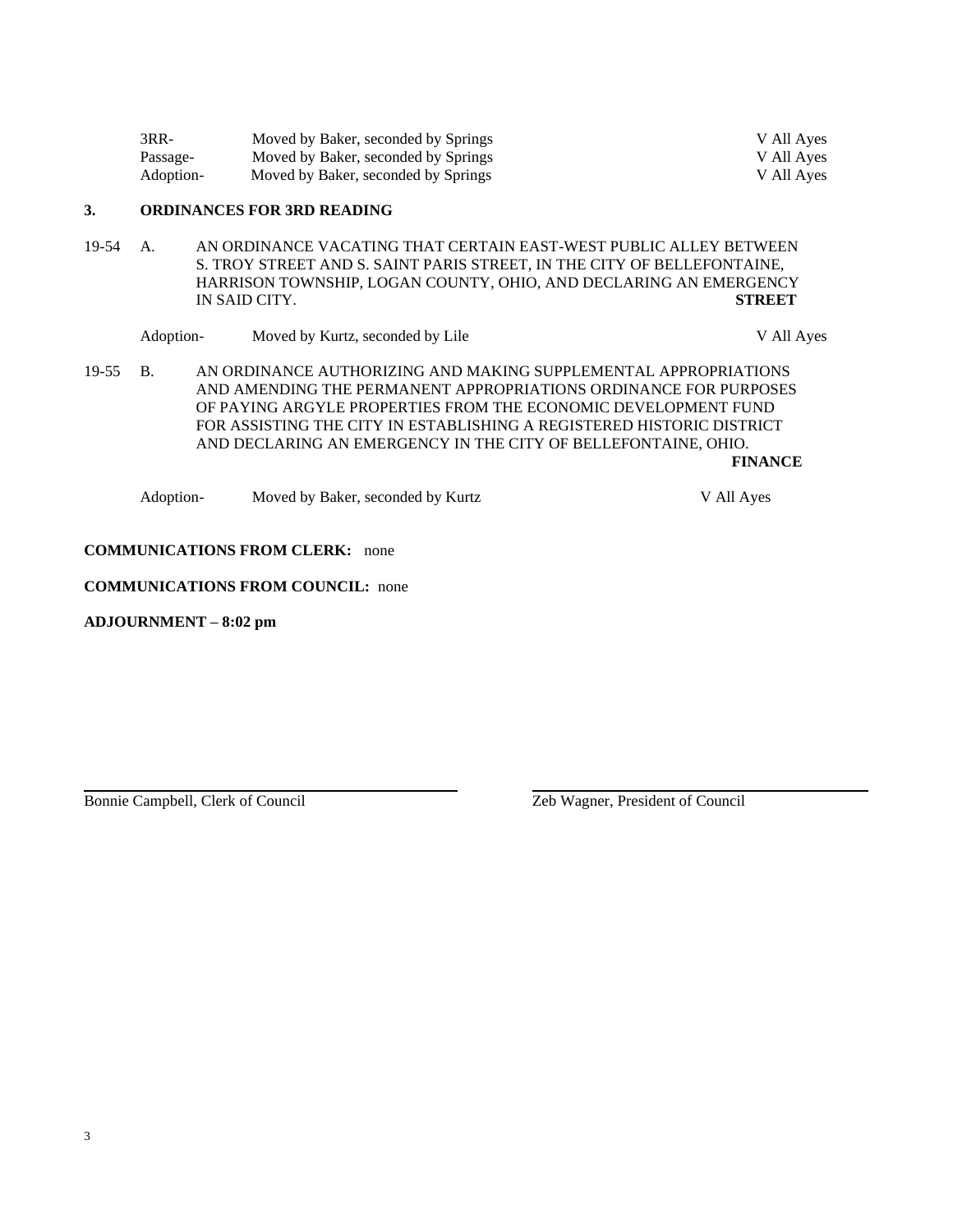| | | |
|---|---|---|
| 3RR- | Moved by Baker, seconded by Springs | V All Ayes |
| Passage- | Moved by Baker, seconded by Springs | V All Ayes |
| Adoption- | Moved by Baker, seconded by Springs | V All Ayes |

**3. ORDINANCES FOR 3RD READING**

19-54 A. AN ORDINANCE VACATING THAT CERTAIN EAST-WEST PUBLIC ALLEY BETWEEN S. TROY STREET AND S. SAINT PARIS STREET, IN THE CITY OF BELLEFONTAINE, HARRISON TOWNSHIP, LOGAN COUNTY, OHIO, AND DECLARING AN EMERGENCY IN SAID CITY. **STREET**

Adoption- Moved by Kurtz, seconded by Lile V All Ayes

19-55 B. AN ORDINANCE AUTHORIZING AND MAKING SUPPLEMENTAL APPROPRIATIONS AND AMENDING THE PERMANENT APPROPRIATIONS ORDINANCE FOR PURPOSES OF PAYING ARGYLE PROPERTIES FROM THE ECONOMIC DEVELOPMENT FUND FOR ASSISTING THE CITY IN ESTABLISHING A REGISTERED HISTORIC DISTRICT AND DECLARING AN EMERGENCY IN THE CITY OF BELLEFONTAINE, OHIO. **FINANCE**

Adoption- Moved by Baker, seconded by Kurtz V All Ayes

**COMMUNICATIONS FROM CLERK:** none

**COMMUNICATIONS FROM COUNCIL:** none

**ADJOURNMENT – 8:02 pm**

Bonnie Campbell, Clerk of Council

Zeb Wagner, President of Council